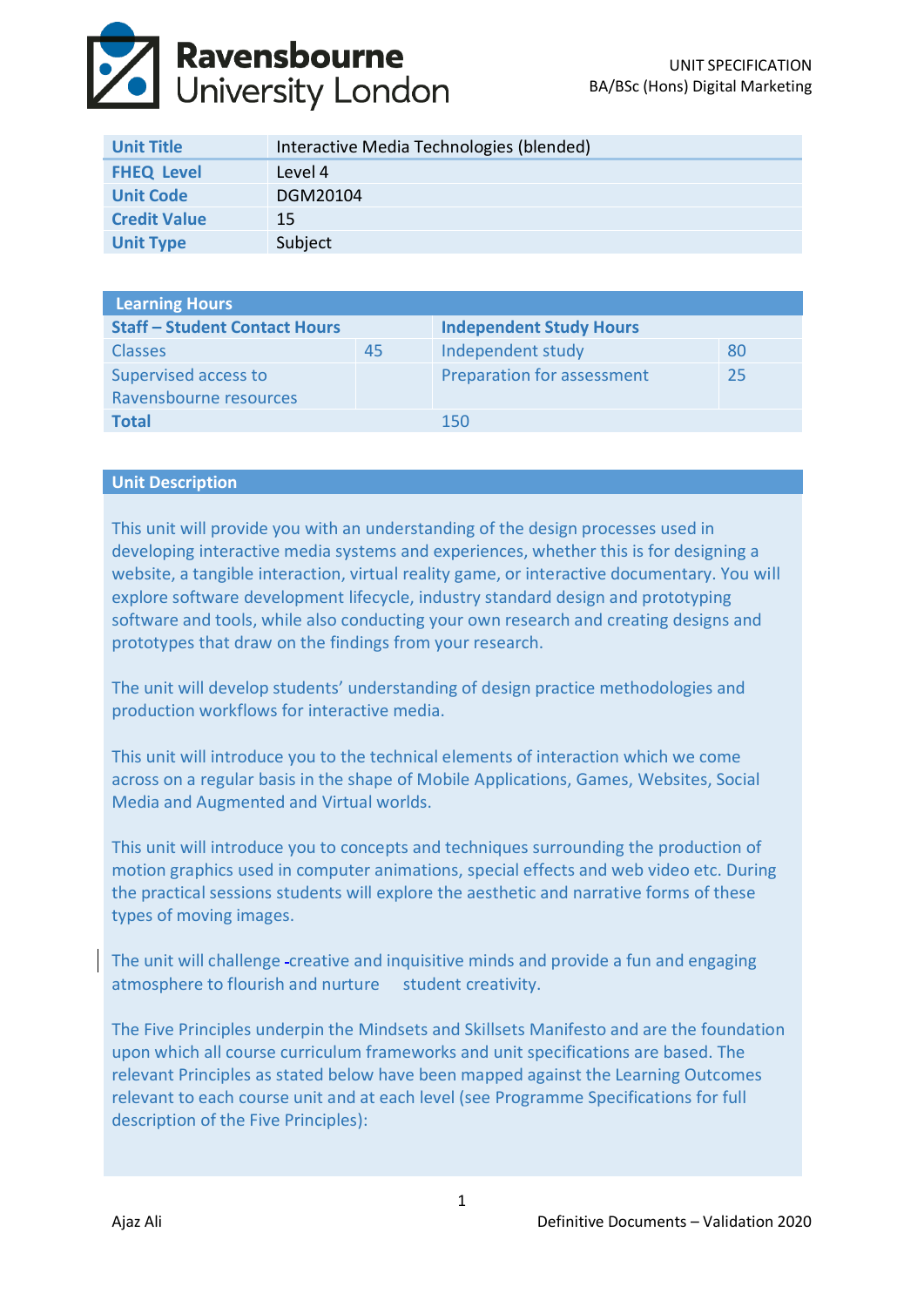Ravensbourne University London

UNIT SPECIFICATION
BA/BSc (Hons) Digital Marketing

| Unit Title | Interactive Media Technologies (blended) |
|---|---|
| FHEQ Level | Level 4 |
| Unit Code | DGM20104 |
| Credit Value | 15 |
| Unit Type | Subject |

| Learning Hours | | | |
|---|---|---|---|
| **Staff – Student Contact Hours** | | **Independent Study Hours** | |
| Classes | 45 | Independent study | 80 |
| Supervised access to Ravensbourne resources | | Preparation for assessment | 25 |
| **Total** | | 150 | |

## Unit Description

This unit will provide you with an understanding of the design processes used in developing interactive media systems and experiences, whether this is for designing a website, a tangible interaction, virtual reality game, or interactive documentary. You will explore software development lifecycle, industry standard design and prototyping software and tools, while also conducting your own research and creating designs and prototypes that draw on the findings from your research.

The unit will develop students' understanding of design practice methodologies and production workflows for interactive media.

This unit will introduce you to the technical elements of interaction which we come across on a regular basis in the shape of Mobile Applications, Games, Websites, Social Media and Augmented and Virtual worlds.

This unit will introduce you to concepts and techniques surrounding the production of motion graphics used in computer animations, special effects and web video etc. During the practical sessions students will explore the aesthetic and narrative forms of these types of moving images.

The unit will challenge creative and inquisitive minds and provide a fun and engaging atmosphere to flourish and nurture student creativity.

The Five Principles underpin the Mindsets and Skillsets Manifesto and are the foundation upon which all course curriculum frameworks and unit specifications are based. The relevant Principles as stated below have been mapped against the Learning Outcomes relevant to each course unit and at each level (see Programme Specifications for full description of the Five Principles):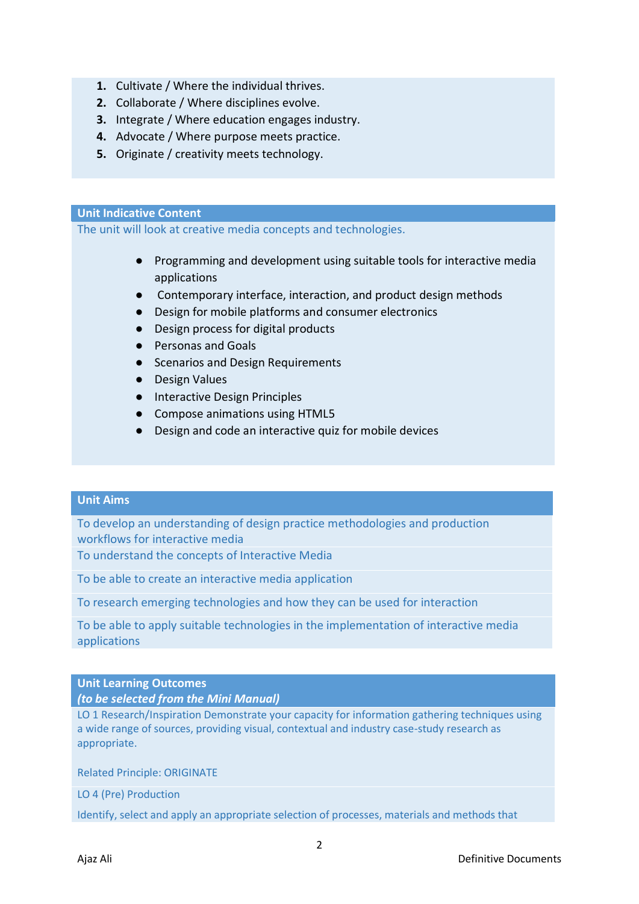1. Cultivate / Where the individual thrives.
2. Collaborate / Where disciplines evolve.
3. Integrate / Where education engages industry.
4. Advocate / Where purpose meets practice.
5. Originate / creativity meets technology.

## Unit Indicative Content

The unit will look at creative media concepts and technologies.

- Programming and development using suitable tools for interactive media applications
- Contemporary interface, interaction, and product design methods
- Design for mobile platforms and consumer electronics
- Design process for digital products
- Personas and Goals
- Scenarios and Design Requirements
- Design Values
- Interactive Design Principles
- Compose animations using HTML5
- Design and code an interactive quiz for mobile devices

## Unit Aims

To develop an understanding of design practice methodologies and production workflows for interactive media

To understand the concepts of Interactive Media

To be able to create an interactive media application

To research emerging technologies and how they can be used for interaction

To be able to apply suitable technologies in the implementation of interactive media applications

## Unit Learning Outcomes
***(to be selected from the Mini Manual)***

LO 1 Research/Inspiration Demonstrate your capacity for information gathering techniques using a wide range of sources, providing visual, contextual and industry case-study research as appropriate.

Related Principle: ORIGINATE

LO 4 (Pre) Production

Identify, select and apply an appropriate selection of processes, materials and methods that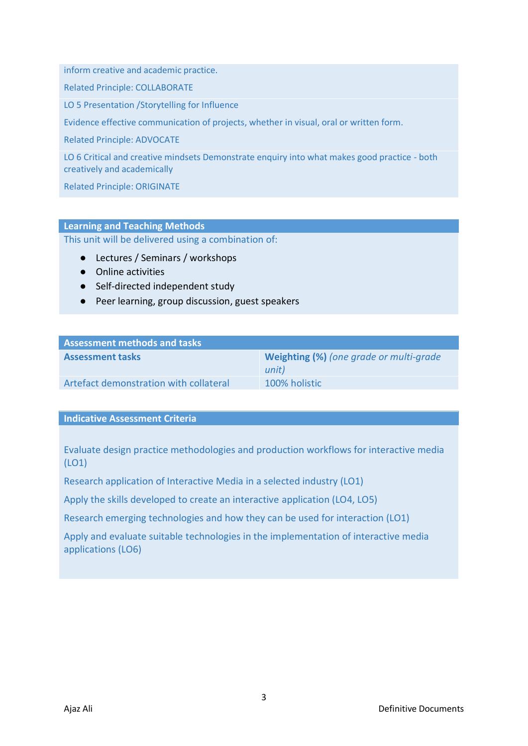inform creative and academic practice.

Related Principle: COLLABORATE

LO 5 Presentation /Storytelling for Influence

Evidence effective communication of projects, whether in visual, oral or written form.

Related Principle: ADVOCATE

LO 6 Critical and creative mindsets Demonstrate enquiry into what makes good practice - both creatively and academically

Related Principle: ORIGINATE

## Learning and Teaching Methods

This unit will be delivered using a combination of:

- Lectures / Seminars / workshops
- Online activities
- Self-directed independent study
- Peer learning, group discussion, guest speakers

## Assessment methods and tasks

| Assessment tasks | Weighting (%) *(one grade or multi-grade unit)* |
|---|---|
| Artefact demonstration with collateral | 100% holistic |

## Indicative Assessment Criteria

Evaluate design practice methodologies and production workflows for interactive media (LO1)

Research application of Interactive Media in a selected industry (LO1)

Apply the skills developed to create an interactive application (LO4, LO5)

Research emerging technologies and how they can be used for interaction (LO1)

Apply and evaluate suitable technologies in the implementation of interactive media applications (LO6)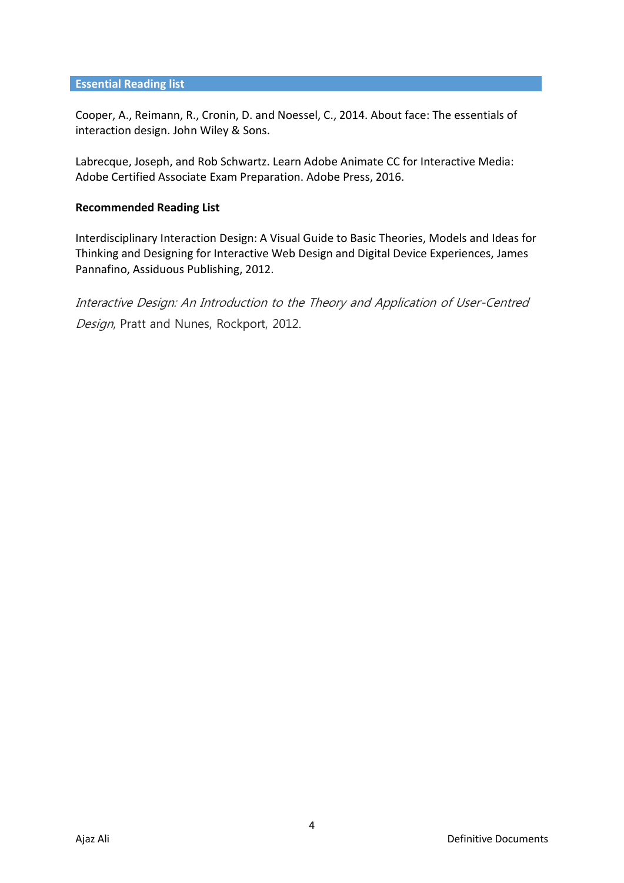## Essential Reading list

Cooper, A., Reimann, R., Cronin, D. and Noessel, C., 2014. About face: The essentials of interaction design. John Wiley & Sons.

Labrecque, Joseph, and Rob Schwartz. Learn Adobe Animate CC for Interactive Media: Adobe Certified Associate Exam Preparation. Adobe Press, 2016.

**Recommended Reading List**

Interdisciplinary Interaction Design: A Visual Guide to Basic Theories, Models and Ideas for Thinking and Designing for Interactive Web Design and Digital Device Experiences, James Pannafino, Assiduous Publishing, 2012.

*Interactive Design: An Introduction to the Theory and Application of User-Centred Design*, Pratt and Nunes, Rockport, 2012.